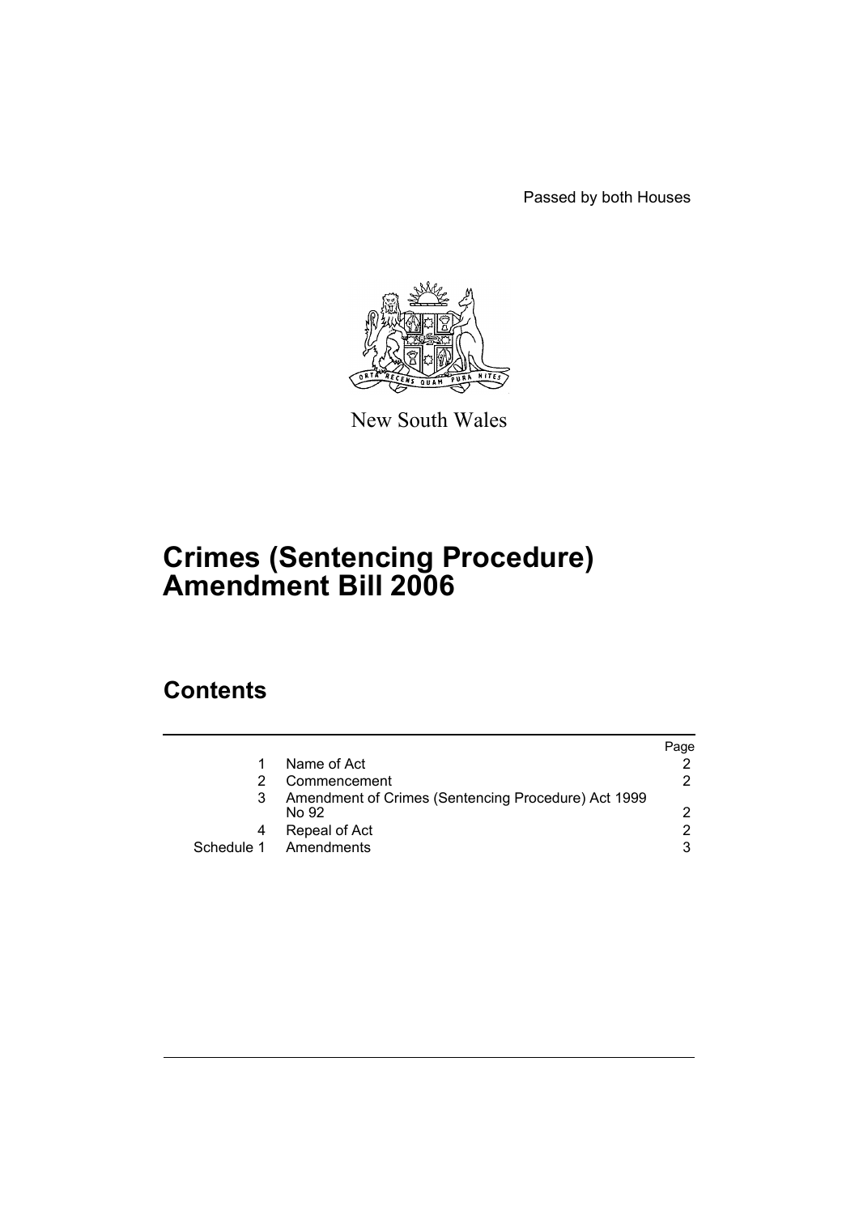Passed by both Houses

New South Wales

# Crimes (Sentencing Procedure) Amendment Bill 2006

## Contents

| | | Page |
|---|---|---|
| 1 | Name of Act | 2 |
| 2 | Commencement | 2 |
| 3 | Amendment of Crimes (Sentencing Procedure) Act 1999 No 92 | 2 |
| 4 | Repeal of Act | 2 |
| Schedule 1 | Amendments | 3 |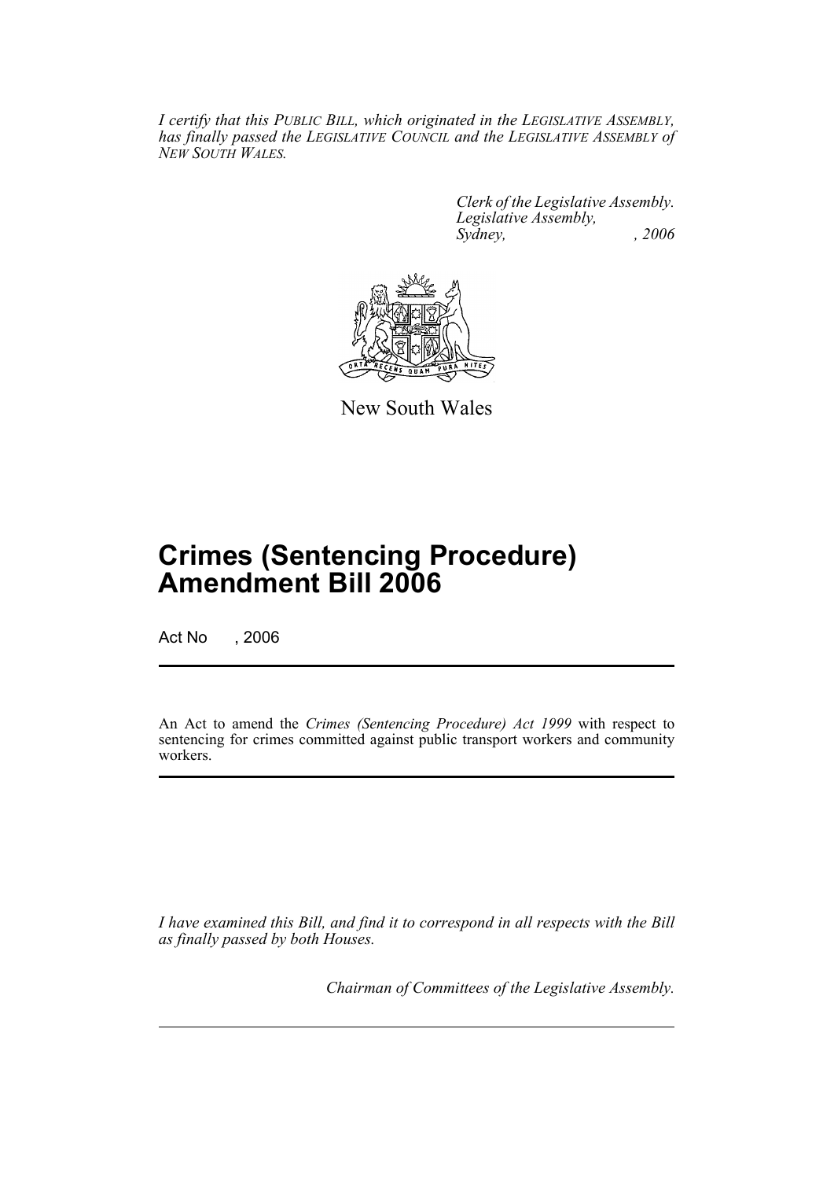*I certify that this PUBLIC BILL, which originated in the LEGISLATIVE ASSEMBLY, has finally passed the LEGISLATIVE COUNCIL and the LEGISLATIVE ASSEMBLY of NEW SOUTH WALES.*

*Clerk of the Legislative Assembly.*
*Legislative Assembly,*
*Sydney, , 2006*

New South Wales

# Crimes (Sentencing Procedure) Amendment Bill 2006

Act No , 2006

An Act to amend the *Crimes (Sentencing Procedure) Act 1999* with respect to sentencing for crimes committed against public transport workers and community workers.

*I have examined this Bill, and find it to correspond in all respects with the Bill as finally passed by both Houses.*

*Chairman of Committees of the Legislative Assembly.*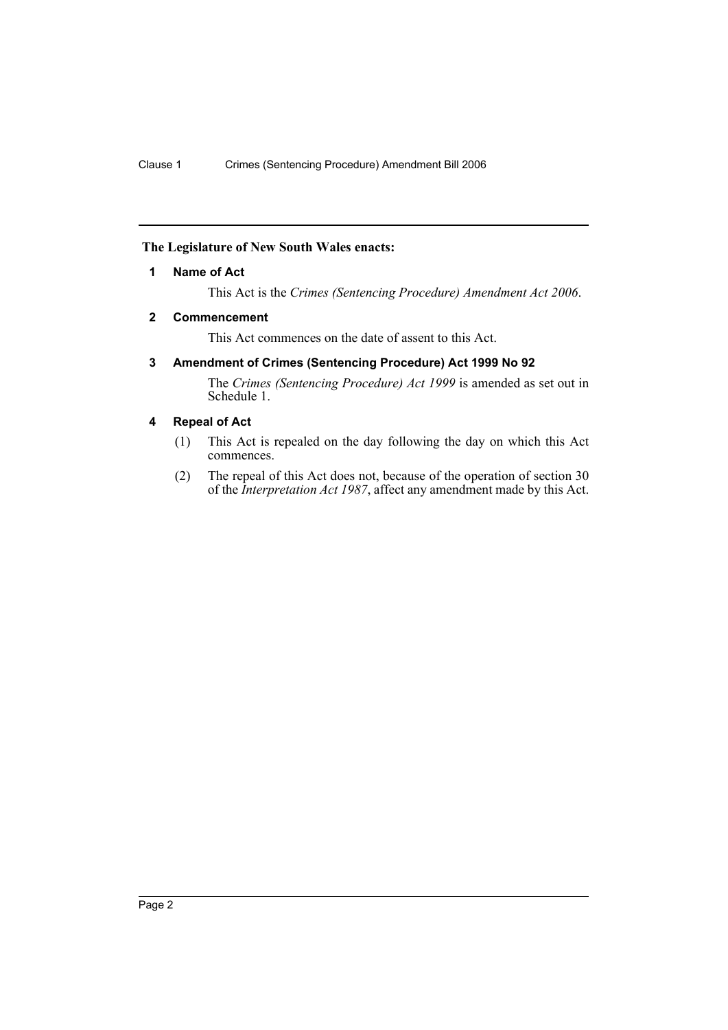**The Legislature of New South Wales enacts:**

## 1 Name of Act

This Act is the *Crimes (Sentencing Procedure) Amendment Act 2006*.

## 2 Commencement

This Act commences on the date of assent to this Act.

## 3 Amendment of Crimes (Sentencing Procedure) Act 1999 No 92

The *Crimes (Sentencing Procedure) Act 1999* is amended as set out in Schedule 1.

## 4 Repeal of Act

(1) This Act is repealed on the day following the day on which this Act commences.

(2) The repeal of this Act does not, because of the operation of section 30 of the *Interpretation Act 1987*, affect any amendment made by this Act.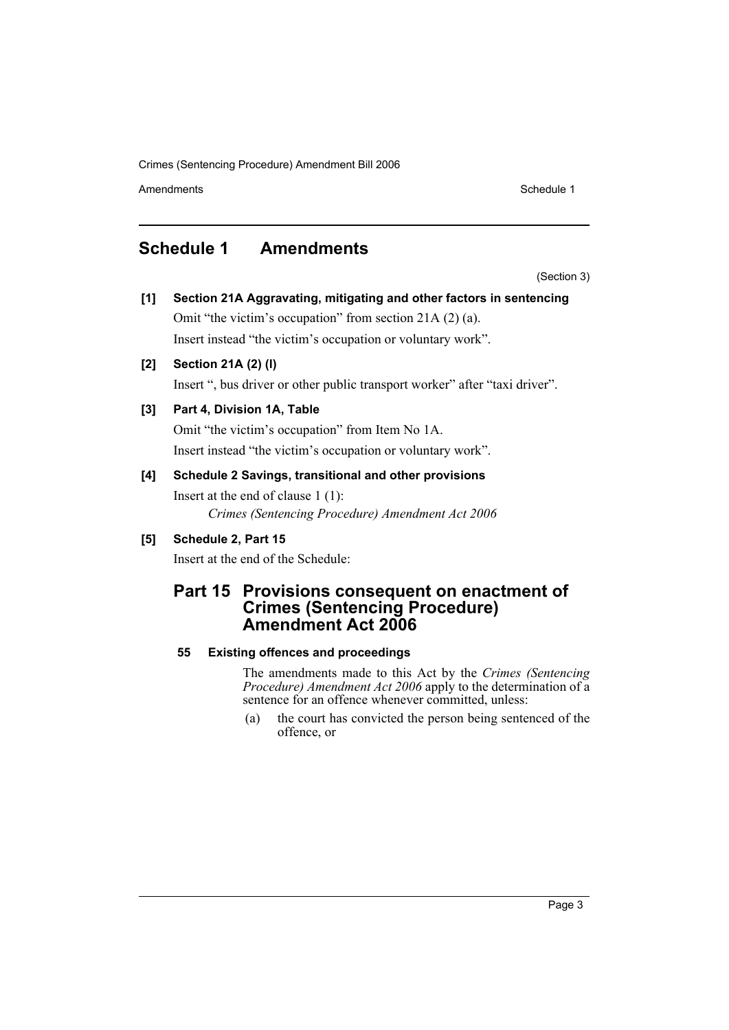# Schedule 1 Amendments

(Section 3)

**[1] Section 21A Aggravating, mitigating and other factors in sentencing**

Omit "the victim's occupation" from section 21A (2) (a).

Insert instead "the victim's occupation or voluntary work".

**[2] Section 21A (2) (l)**

Insert ", bus driver or other public transport worker" after "taxi driver".

**[3] Part 4, Division 1A, Table**

Omit "the victim's occupation" from Item No 1A.

Insert instead "the victim's occupation or voluntary work".

**[4] Schedule 2 Savings, transitional and other provisions**

Insert at the end of clause 1 (1):

*Crimes (Sentencing Procedure) Amendment Act 2006*

**[5] Schedule 2, Part 15**

Insert at the end of the Schedule:

## Part 15 Provisions consequent on enactment of Crimes (Sentencing Procedure) Amendment Act 2006

**55 Existing offences and proceedings**

The amendments made to this Act by the *Crimes (Sentencing Procedure) Amendment Act 2006* apply to the determination of a sentence for an offence whenever committed, unless:

(a) the court has convicted the person being sentenced of the offence, or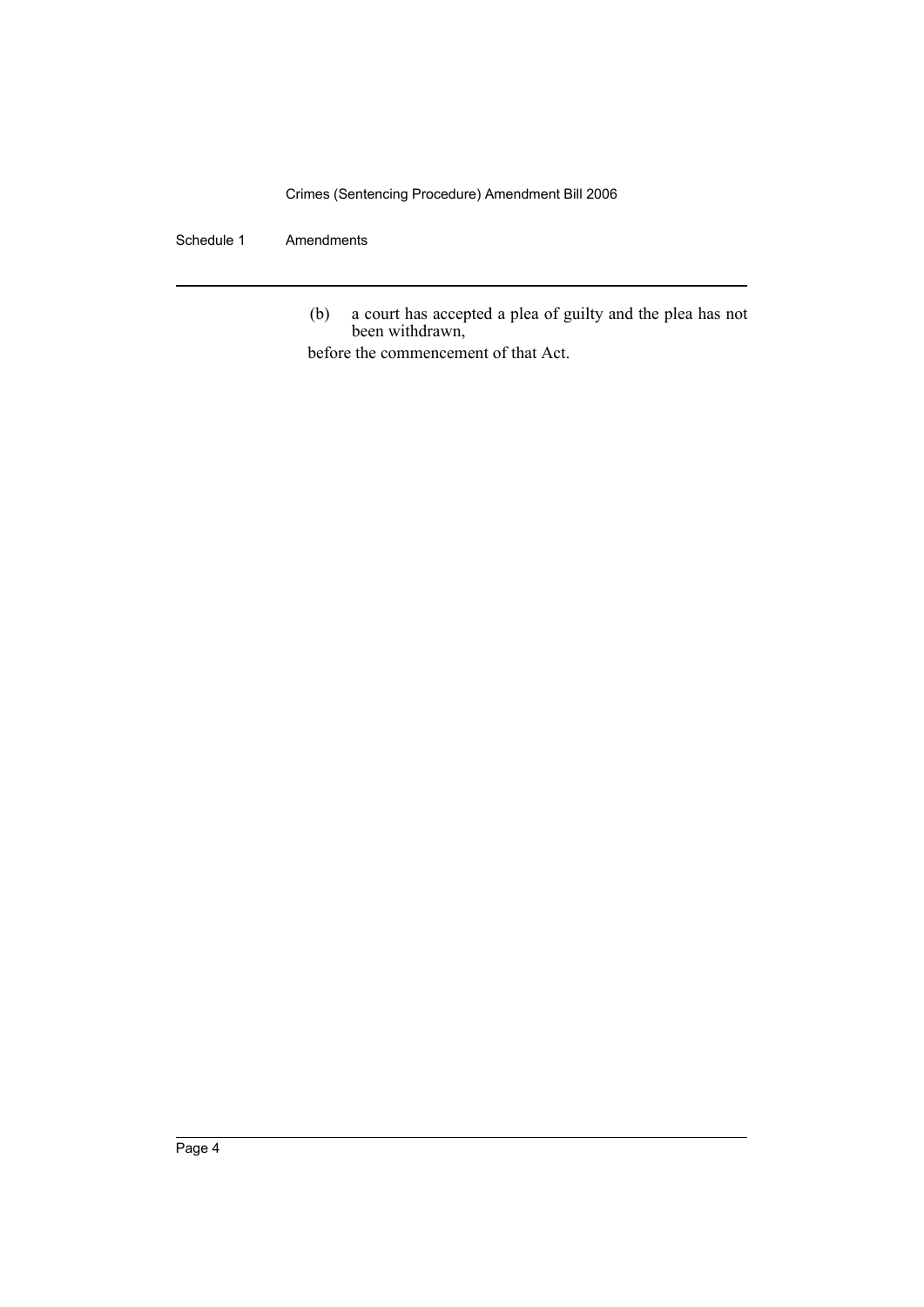(b) a court has accepted a plea of guilty and the plea has not been withdrawn,

before the commencement of that Act.